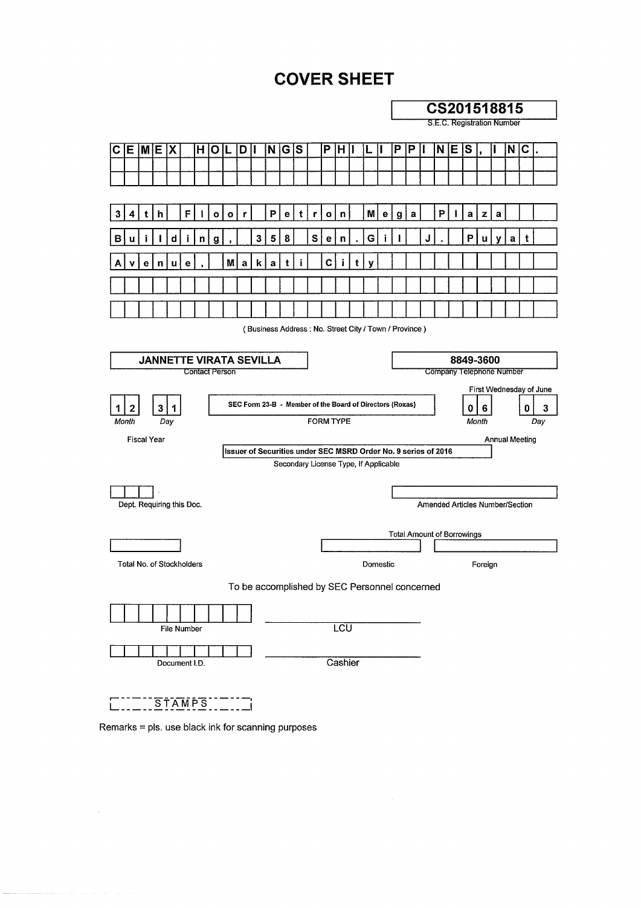# COVER SHEET

**CS201518815**
S.E.C. Registration Number

CEMEX HOLDINGS PHILIPPINES, INC.

34th Floor Petron Mega Plaza
Building, 358 Sen. Gil J. Puyat
Avenue, Makati City

( Business Address : No. Street City / Town / Province )

| **JANNETTE VIRATA SEVILLA** | **8849-3600** |
| --- | --- |
| Contact Person | Company Telephone Number |

First Wednesday of June

| 1 2 / 3 1 | SEC Form 23-B - Member of the Board of Directors (Roxas) | 0 6 / 0 3 |
| --- | --- | --- |
| *Month* *Day* | FORM TYPE | *Month* *Day* |
| Fiscal Year | | Annual Meeting |

Issuer of Securities under SEC MSRD Order No. 9 series of 2016
Secondary License Type, If Applicable

Dept. Requiring this Doc.

Amended Articles Number/Section

Total Amount of Borrowings

Total No. of Stockholders

Domestic

Foreign

To be accomplished by SEC Personnel concerned

File Number

LCU

Document I.D.

Cashier

STAMPS

Remarks = pls. use black ink for scanning purposes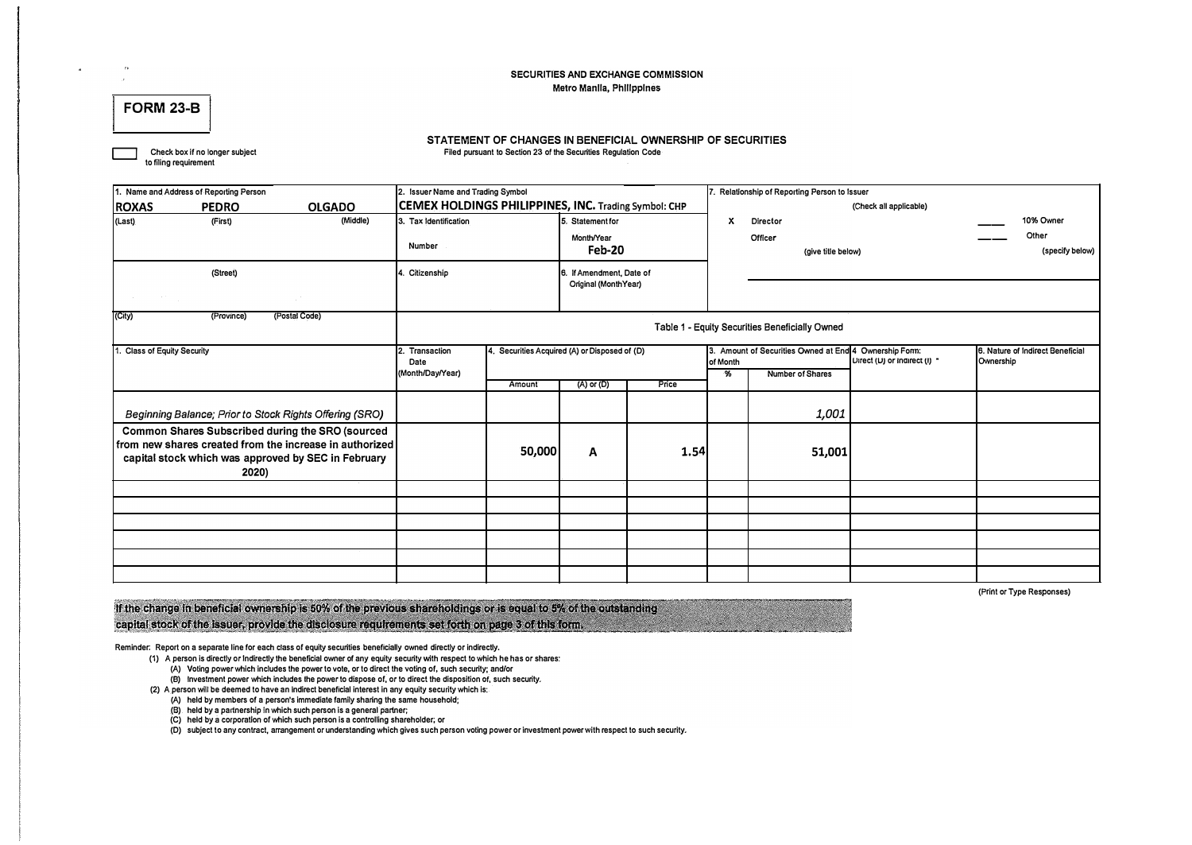SECURITIES AND EXCHANGE COMMISSION

Metro Manila, Philippines

# FORM 23-B

☐ Check box if no longer subject to filing requirement

## STATEMENT OF CHANGES IN BENEFICIAL OWNERSHIP OF SECURITIES

Filed pursuant to Section 23 of the Securities Regulation Code

| 1. Name and Address of Reporting Person | | | 2. Issuer Name and Trading Symbol | | 7. Relationship of Reporting Person to Issuer (Check all applicable) | |
|---|---|---|---|---|---|---|
| **ROXAS** | **PEDRO** | **OLGADO** | **CEMEX HOLDINGS PHILIPPINES, INC.** Trading Symbol: CHP | | | |
| (Last) | (First) | (Middle) | 3. Tax Identification Number | 5. Statement for Month/Year **Feb-20** | X Director | ___ 10% Owner |
| | | | | | Officer (give title below) | ___ Other (specify below) |
| | (Street) | | 4. Citizenship | 6. If Amendment, Date of Original (MonthYear) | | |
| (City) | (Province) | (Postal Code) | | | | |

Table 1 - Equity Securities Beneficially Owned

| 1. Class of Equity Security | 2. Transaction Date (Month/Day/Year) | 4. Securities Acquired (A) or Disposed of (D) | | | 3. Amount of Securities Owned at End of Month | | 4 Ownership Form: Direct (D) or Indirect (I) * | 6. Nature of Indirect Beneficial Ownership |
|---|---|---|---|---|---|---|---|---|
| | | Amount | (A) or (D) | Price | % | Number of Shares | | |
| *Beginning Balance; Prior to Stock Rights Offering (SRO)* | | | | | | *1,001* | | |
| **Common Shares Subscribed during the SRO (sourced from new shares created from the increase in authorized capital stock which was approved by SEC in February 2020)** | | **50,000** | **A** | **1.54** | | **51,001** | | |
| | | | | | | | | |
| | | | | | | | | |
| | | | | | | | | |
| | | | | | | | | |
| | | | | | | | | |
| | | | | | | | | |

(Print or Type Responses)

If the change in beneficial ownership is 50% of the previous shareholdings or is equal to 5% of the outstanding capital stock of the issuer, provide the disclosure requirements set forth on page 3 of this form.

Reminder: Report on a separate line for each class of equity securities beneficially owned directly or indirectly.

(1) A person is directly or indirectly the beneficial owner of any equity security with respect to which he has or shares:
   (A) Voting power which includes the power to vote, or to direct the voting of, such security; and/or
   (B) Investment power which includes the power to dispose of, or to direct the disposition of, such security.

(2) A person will be deemed to have an indirect beneficial interest in any equity security which is:
   (A) held by members of a person's immediate family sharing the same household;
   (B) held by a partnership in which such person is a general partner;
   (C) held by a corporation of which such person is a controlling shareholder; or
   (D) subject to any contract, arrangement or understanding which gives such person voting power or investment power with respect to such security.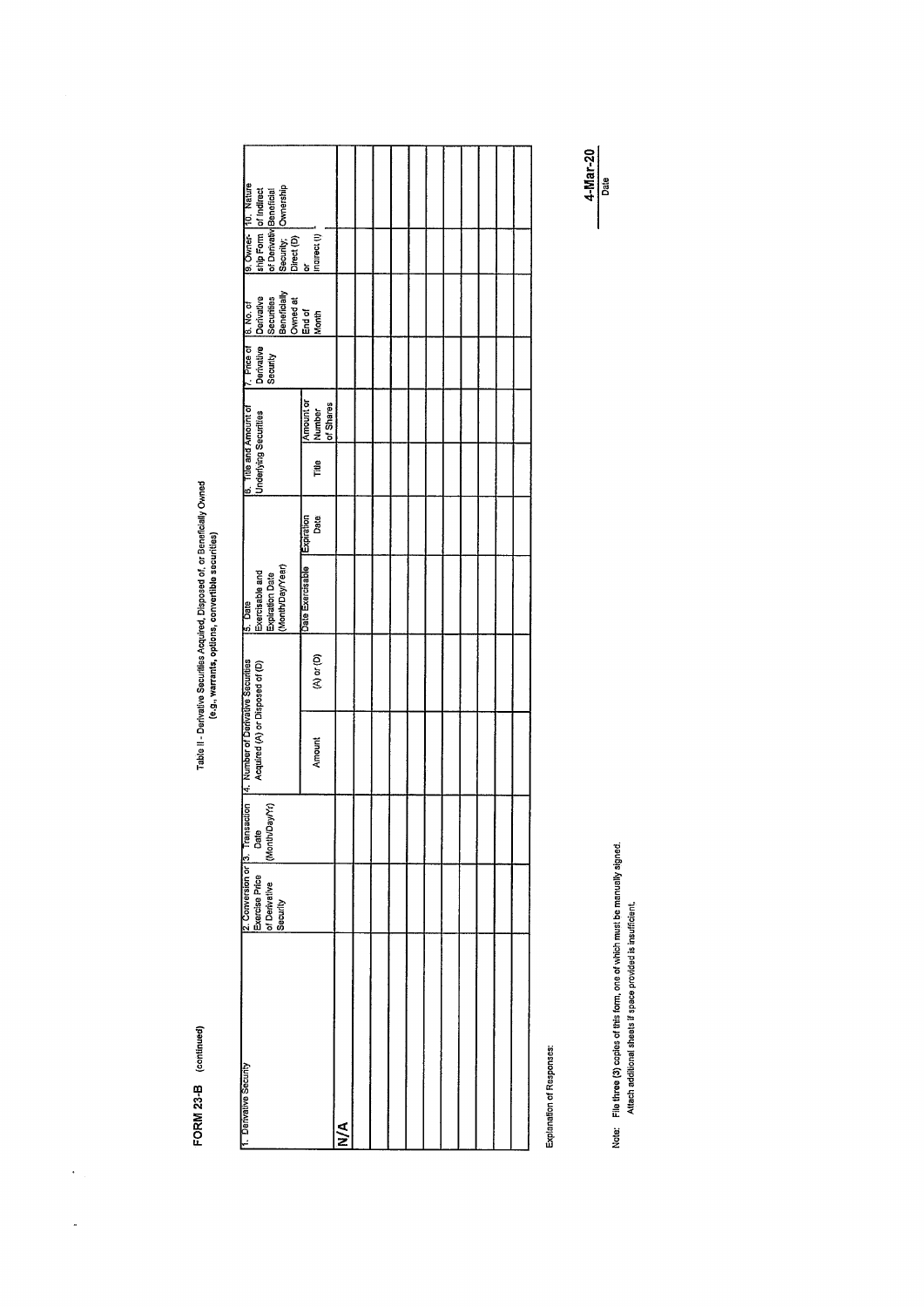FORM 23-B (continued)

Table II - Derivative Securities Acquired, Disposed of, or Beneficially Owned
(e.g., warrants, options, convertible securities)

| 1. Derivative Security | 2. Conversion or Exercise Price of Derivative Security | 3. Transaction Date (Month/Day/Yr) | 4. Number of Derivative Securities Acquired (A) or Disposed of (D) | | 5. Date Exercisable and Expiration Date (Month/Day/Year) | | 6. Title and Amount of Underlying Securities | | 7. Price of Derivative Security | 8. No. of Derivative Securities Beneficially Owned at End of Month | 9. Owner-ship Form of Derivative Security; Direct (D) or Indirect (I) | 10. Nature of Indirect Beneficial Ownership |
|---|---|---|---|---|---|---|---|---|---|---|---|---|
| | | | Amount | (A) or (D) | Date Exercisable | Expiration Date | Title | Amount or Number of Shares | | | | |
| N/A | | | | | | | | | | | | |
| | | | | | | | | | | | | |
| | | | | | | | | | | | | |
| | | | | | | | | | | | | |
| | | | | | | | | | | | | |
| | | | | | | | | | | | | |
| | | | | | | | | | | | | |
| | | | | | | | | | | | | |
| | | | | | | | | | | | | |
| | | | | | | | | | | | | |
| | | | | | | | | | | | | |

Explanation of Responses:

Note: File three (3) copies of this form, one of which must be manually signed.
Attach additional sheets if space provided is insufficient.

**4-Mar-20**
Date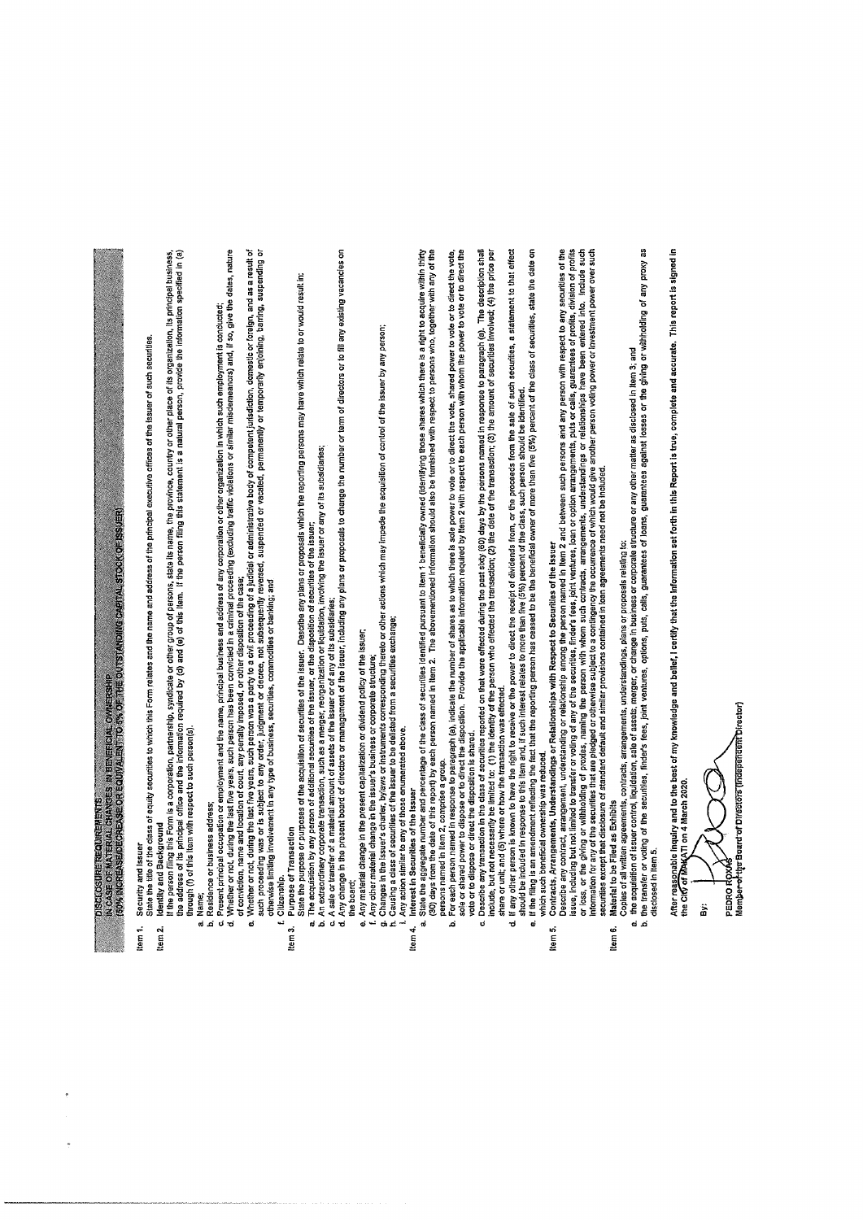# DISCLOSURE REQUIREMENTS IN CASE OF MATERIAL CHANGES IN BENEFICIAL OWNERSHIP (5% INCREASE/DECREASE OR EQUIVALENT TO 5% OF THE OUTSTANDING CAPITAL STOCK OF ISSUER)

**Item 1.** Security and Issuer
State the title of the class of equity securities to which this Form relates and the name and address of the principal executive offices of the issuer of such securities.

**Item 2.** Identity and Background
If the person filing this Form is a corporation, partnership, syndicate or other group of persons, state its name, the province, country or other place of its organization, its principal business, the address of its principal office and the information required by (d) and (e) of this Item. If the person filing this statement is a natural person, provide the information specified in (a) through (f) of this Item with respect to such person(s).

a. Name;
b. Residence or business address;
c. Present principal occupation or employment and the name, principal business and address of any corporation or other organization in which such employment is conducted;
d. Whether or not, during the last five years, such person has been convicted in a criminal proceeding (excluding traffic violations or similar misdemeanors) and, if so, give the dates, nature of conviction, name and location of court, any penalty imposed, or other disposition of the case;
e. Whether or not, during the last five years, such person was a party to a civil proceeding of a judicial or administrative body of competent jurisdiction, domestic or foreign, and as a result of such proceeding was or is subject to any order, judgment or decree, not subsequently reversed, suspended or vacated, permanently or temporarily enjoining, barring, suspending or otherwise limiting involvement in any type of business, securities, commodities or banking; and
f. Citizenship.

**Item 3.** Purpose of Transaction
State the purpose or purposes of the acquisition of securities of the issuer. Describe any plans or proposals which the reporting persons may have which relate to or would result in:

a. The acquisition by any person of additional securities of the issuer, or the disposition of securities of the issuer;
b. An extraordinary corporate transaction, such as a merger, reorganization or liquidation, involving the issuer or any of its subsidiaries;
c. A sale or transfer of a material amount of assets of the issuer or of any of its subsidiaries;
d. Any change in the present board of directors or management of the issuer, including any plans or proposals to change the number or term of directors or to fill any existing vacancies on the board;
e. Any material change in the present capitalization or dividend policy of the issuer;
f. Any other material change in the issuer's business or corporate structure;
g. Changes in the issuer's charter, bylaws or instruments corresponding thereto or other actions which may impede the acquisition of control of the issuer by any person;
h. Causing a class of securities of the issuer to be delisted from a securities exchange;
i. Any action similar to any of those enumerated above.

**Item 4.** Interest in Securities of the Issuer

a. State the aggregate number and percentage of the class of securities identified pursuant to Item 1 beneficially owned (identifying those shares which there is a right to acquire within thirty (30) days from the date of this report) by each person named in Item 2. The abovementioned information should also be furnished with respect to persons who, together with any of the persons named in Item 2, comprise a group.
b. For each person named in response to paragraph (a), indicate the number of shares as to which there is sole power to vote or to direct the vote, shared power to vote or to direct the vote, sole or shared power to dispose or to direct the disposition. Provide the applicable information required by Item 2 with respect to each person with whom the power to vote or to direct the vote or to dispose or direct the disposition is shared.
c. Describe any transaction in the class of securities reported on that were effected during the past sixty (60) days by the persons named in response to paragraph (a). The description shall include, but not necessarily be limited to: (1) the identity of the person who effected the transaction; (2) the date of the transaction; (3) the amount of securities involved; (4) the price per share or unit; and (5) where or how the transaction was effected.
d. If any other person is known to have the right to receive or the power to direct the receipt of dividends from, or the proceeds from the sale of such securities, a statement to that effect should be included in response to this Item and, if such interest relates to more than five (5%) percent of the class, such person should be identified.
e. If the filing is an amendment reflecting the fact that the reporting person has ceased to be the beneficial owner of more than five (5%) percent of the class of securities, state the date on which such beneficial ownership was reduced.

**Item 5.** Contracts, Arrangements, Understandings or Relationships with Respect to Securities of the Issuer
Describe any contract, arrangement, understanding or relationship among the person named in Item 2 and between such persons and any person with respect to any securities of the issue, including but not limited to transfer or voting of any of the securities, finder's fees, joint ventures, loan or option arrangements, puts or calls, guarantees of profits, division of profits or loss, or the giving or withholding of proxies, naming the person with whom such contracts, arrangements, understandings or relationships have been entered into. Include such information for any of the securities that are pledged or otherwise subject to a contingency the occurrence of which would give another person voting power or investment power over such securities except that disclosure of standard default and similar provisions contained in loan agreements need not be included.

**Item 6.** Material to be Filed as Exhibits
Copies of all written agreements, contracts, arrangements, understandings, plans or proposals relating to:

a. the acquisition of issuer control, liquidation, sale of assets, merger, or change in business or corporate structure or any other matter as disclosed in Item 3; and
b. the transfer or voting of the securities, finder's fees, joint ventures, options, puts, calls, guarantees of loans, guarantees against losses or the giving or withholding of any proxy as disclosed in Item 5.

After reasonable inquiry and to the best of my knowledge and belief, I certify that the information set forth in this Report is true, complete and accurate. This report is signed in the City of MAKATI on 4 March 2020.

By:

PEDRO ROXAS
Member of the Board of Directors (Independent Director)